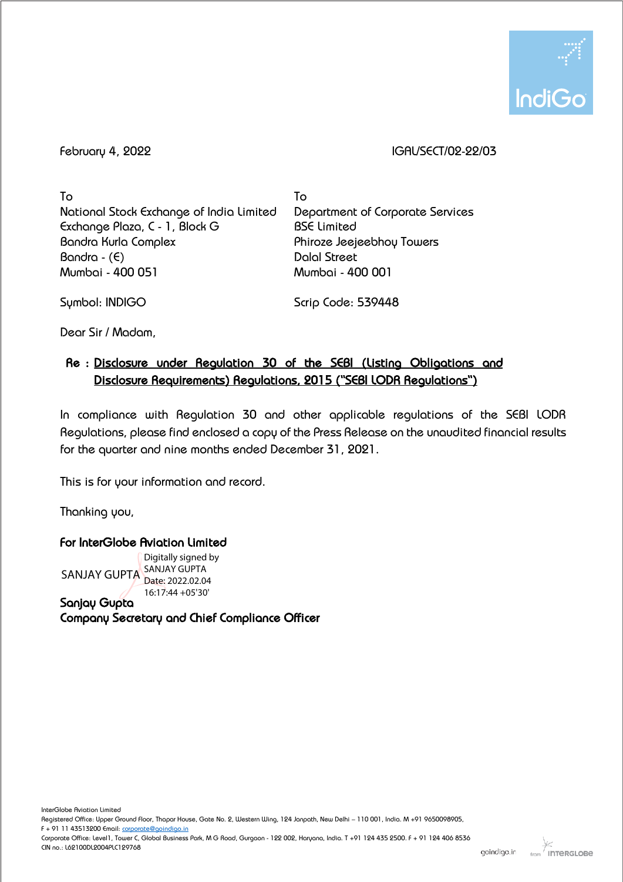February 4, 2022

IGAL/SECT/02-22/03

To
National Stock Exchange of India Limited
Exchange Plaza, C - 1, Block G
Bandra Kurla Complex
Bandra - (E)
Mumbai - 400 051

Symbol: INDIGO

To
Department of Corporate Services
BSE Limited
Phiroze Jeejeebhoy Towers
Dalal Street
Mumbai - 400 001

Scrip Code: 539448

Dear Sir / Madam,

**Re : Disclosure under Regulation 30 of the SEBI (Listing Obligations and Disclosure Requirements) Regulations, 2015 ("SEBI LODR Regulations")**

In compliance with Regulation 30 and other applicable regulations of the SEBI LODR Regulations, please find enclosed a copy of the Press Release on the unaudited financial results for the quarter and nine months ended December 31, 2021.

This is for your information and record.

Thanking you,

**For InterGlobe Aviation Limited**

SANJAY GUPTA Digitally signed by SANJAY GUPTA Date: 2022.02.04 16:17:44 +05'30'

**Sanjay Gupta**
**Company Secretary and Chief Compliance Officer**

InterGlobe Aviation Limited
Registered Office: Upper Ground Floor, Thapar House, Gate No. 2, Western Wing, 124 Janpath, New Delhi – 110 001, India. M +91 9650098905, F + 91 11 43513200 Email: corporate@goindigo.in
Corporate Office: Level1, Tower C, Global Business Park, M G Road, Gurgaon - 122 002, Haryana, India. T +91 124 435 2500. F + 91 124 406 8536
CIN no.: L62100DL2004PLC129768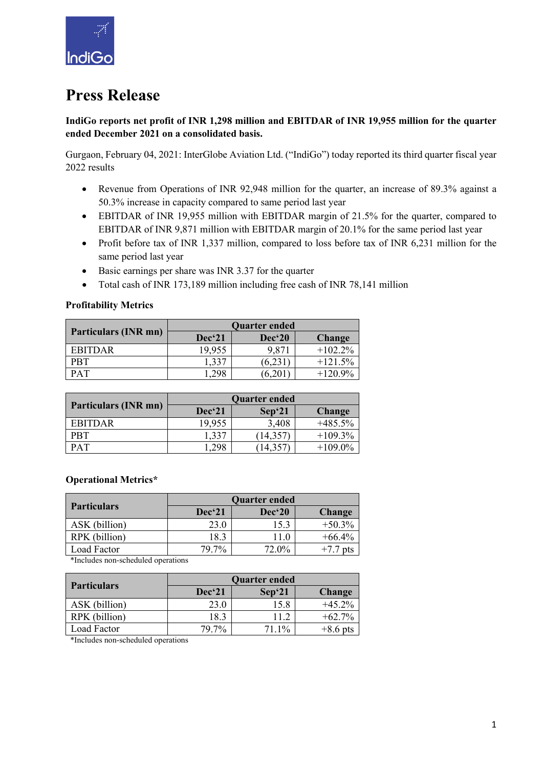# Press Release

**IndiGo reports net profit of INR 1,298 million and EBITDAR of INR 19,955 million for the quarter ended December 2021 on a consolidated basis.**

Gurgaon, February 04, 2021: InterGlobe Aviation Ltd. ("IndiGo") today reported its third quarter fiscal year 2022 results

- Revenue from Operations of INR 92,948 million for the quarter, an increase of 89.3% against a 50.3% increase in capacity compared to same period last year
- EBITDAR of INR 19,955 million with EBITDAR margin of 21.5% for the quarter, compared to EBITDAR of INR 9,871 million with EBITDAR margin of 20.1% for the same period last year
- Profit before tax of INR 1,337 million, compared to loss before tax of INR 6,231 million for the same period last year
- Basic earnings per share was INR 3.37 for the quarter
- Total cash of INR 173,189 million including free cash of INR 78,141 million

### Profitability Metrics

| Particulars (INR mn) | Quarter ended | | |
|---|---|---|---|
| | Dec'21 | Dec'20 | Change |
| EBITDAR | 19,955 | 9,871 | +102.2% |
| PBT | 1,337 | (6,231) | +121.5% |
| PAT | 1,298 | (6,201) | +120.9% |

| Particulars (INR mn) | Quarter ended | | |
|---|---|---|---|
| | Dec'21 | Sep'21 | Change |
| EBITDAR | 19,955 | 3,408 | +485.5% |
| PBT | 1,337 | (14,357) | +109.3% |
| PAT | 1,298 | (14,357) | +109.0% |

### Operational Metrics*

| Particulars | Quarter ended | | |
|---|---|---|---|
| | Dec'21 | Dec'20 | Change |
| ASK (billion) | 23.0 | 15.3 | +50.3% |
| RPK (billion) | 18.3 | 11.0 | +66.4% |
| Load Factor | 79.7% | 72.0% | +7.7 pts |

*Includes non-scheduled operations

| Particulars | Quarter ended | | |
|---|---|---|---|
| | Dec'21 | Sep'21 | Change |
| ASK (billion) | 23.0 | 15.8 | +45.2% |
| RPK (billion) | 18.3 | 11.2 | +62.7% |
| Load Factor | 79.7% | 71.1% | +8.6 pts |

*Includes non-scheduled operations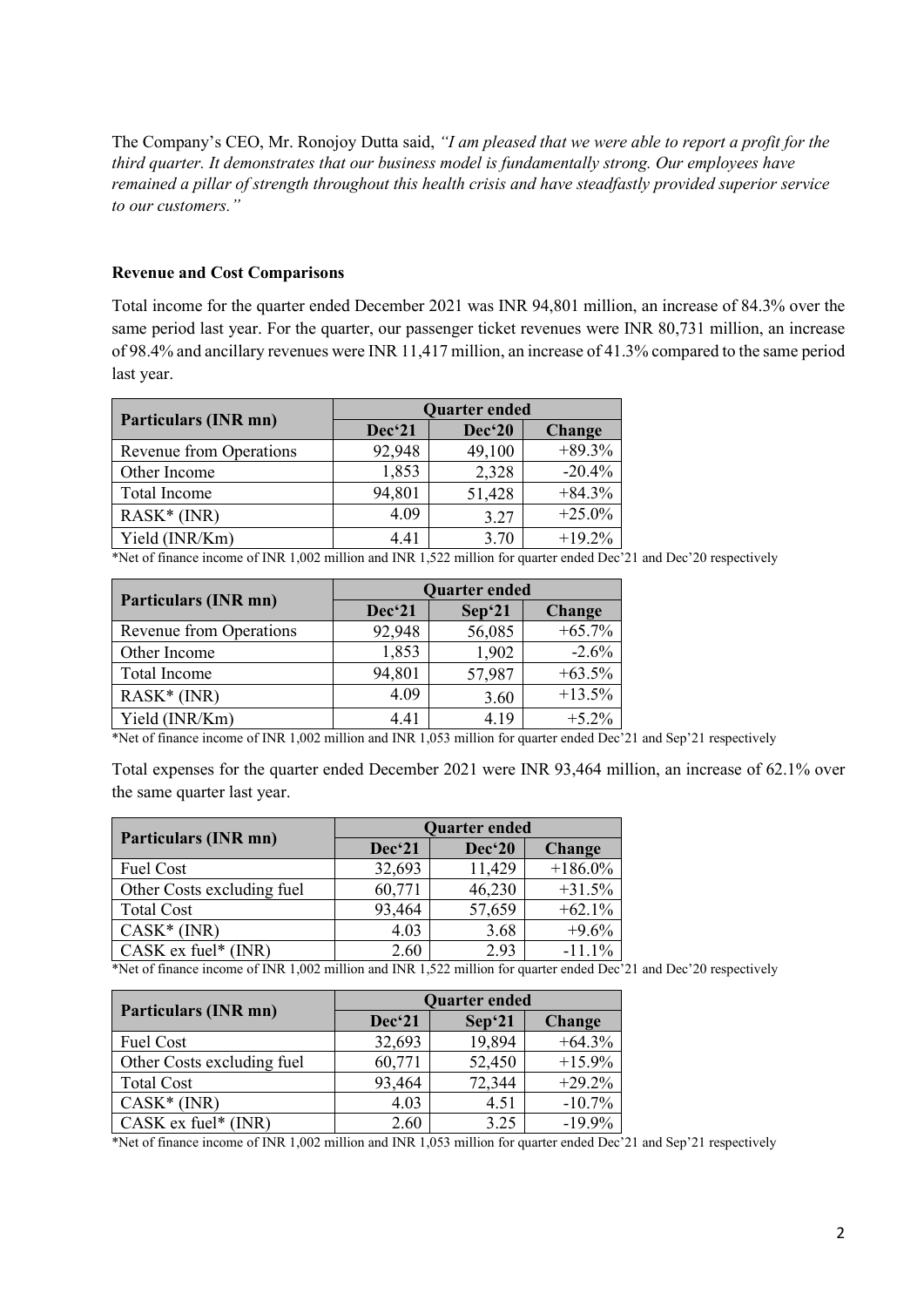The Company's CEO, Mr. Ronojoy Dutta said, *"I am pleased that we were able to report a profit for the third quarter. It demonstrates that our business model is fundamentally strong. Our employees have remained a pillar of strength throughout this health crisis and have steadfastly provided superior service to our customers."*

**Revenue and Cost Comparisons**

Total income for the quarter ended December 2021 was INR 94,801 million, an increase of 84.3% over the same period last year. For the quarter, our passenger ticket revenues were INR 80,731 million, an increase of 98.4% and ancillary revenues were INR 11,417 million, an increase of 41.3% compared to the same period last year.

| Particulars (INR mn) | Quarter ended | | |
|---|---|---|---|
| | Dec'21 | Dec'20 | Change |
| Revenue from Operations | 92,948 | 49,100 | +89.3% |
| Other Income | 1,853 | 2,328 | -20.4% |
| Total Income | 94,801 | 51,428 | +84.3% |
| RASK* (INR) | 4.09 | 3.27 | +25.0% |
| Yield (INR/Km) | 4.41 | 3.70 | +19.2% |

*Net of finance income of INR 1,002 million and INR 1,522 million for quarter ended Dec'21 and Dec'20 respectively

| Particulars (INR mn) | Quarter ended | | |
|---|---|---|---|
| | Dec'21 | Sep'21 | Change |
| Revenue from Operations | 92,948 | 56,085 | +65.7% |
| Other Income | 1,853 | 1,902 | -2.6% |
| Total Income | 94,801 | 57,987 | +63.5% |
| RASK* (INR) | 4.09 | 3.60 | +13.5% |
| Yield (INR/Km) | 4.41 | 4.19 | +5.2% |

*Net of finance income of INR 1,002 million and INR 1,053 million for quarter ended Dec'21 and Sep'21 respectively

Total expenses for the quarter ended December 2021 were INR 93,464 million, an increase of 62.1% over the same quarter last year.

| Particulars (INR mn) | Quarter ended | | |
|---|---|---|---|
| | Dec'21 | Dec'20 | Change |
| Fuel Cost | 32,693 | 11,429 | +186.0% |
| Other Costs excluding fuel | 60,771 | 46,230 | +31.5% |
| Total Cost | 93,464 | 57,659 | +62.1% |
| CASK* (INR) | 4.03 | 3.68 | +9.6% |
| CASK ex fuel* (INR) | 2.60 | 2.93 | -11.1% |

*Net of finance income of INR 1,002 million and INR 1,522 million for quarter ended Dec'21 and Dec'20 respectively

| Particulars (INR mn) | Quarter ended | | |
|---|---|---|---|
| | Dec'21 | Sep'21 | Change |
| Fuel Cost | 32,693 | 19,894 | +64.3% |
| Other Costs excluding fuel | 60,771 | 52,450 | +15.9% |
| Total Cost | 93,464 | 72,344 | +29.2% |
| CASK* (INR) | 4.03 | 4.51 | -10.7% |
| CASK ex fuel* (INR) | 2.60 | 3.25 | -19.9% |

*Net of finance income of INR 1,002 million and INR 1,053 million for quarter ended Dec'21 and Sep'21 respectively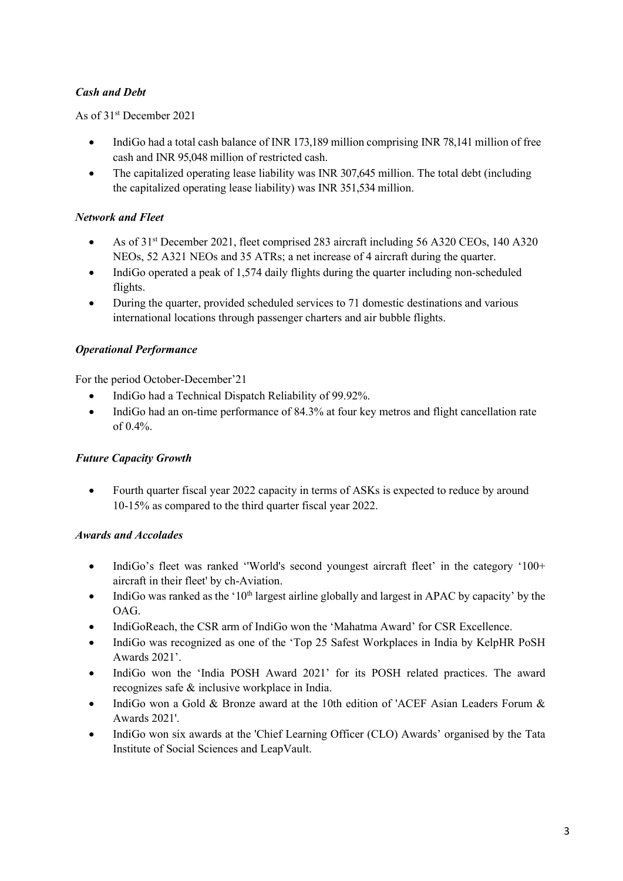***Cash and Debt***

As of 31st December 2021

- IndiGo had a total cash balance of INR 173,189 million comprising INR 78,141 million of free cash and INR 95,048 million of restricted cash.
- The capitalized operating lease liability was INR 307,645 million. The total debt (including the capitalized operating lease liability) was INR 351,534 million.

***Network and Fleet***

- As of 31st December 2021, fleet comprised 283 aircraft including 56 A320 CEOs, 140 A320 NEOs, 52 A321 NEOs and 35 ATRs; a net increase of 4 aircraft during the quarter.
- IndiGo operated a peak of 1,574 daily flights during the quarter including non-scheduled flights.
- During the quarter, provided scheduled services to 71 domestic destinations and various international locations through passenger charters and air bubble flights.

***Operational Performance***

For the period October-December'21

- IndiGo had a Technical Dispatch Reliability of 99.92%.
- IndiGo had an on-time performance of 84.3% at four key metros and flight cancellation rate of 0.4%.

***Future Capacity Growth***

- Fourth quarter fiscal year 2022 capacity in terms of ASKs is expected to reduce by around 10-15% as compared to the third quarter fiscal year 2022.

***Awards and Accolades***

- IndiGo's fleet was ranked ''World's second youngest aircraft fleet' in the category '100+ aircraft in their fleet' by ch-Aviation.
- IndiGo was ranked as the '10th largest airline globally and largest in APAC by capacity' by the OAG.
- IndiGoReach, the CSR arm of IndiGo won the 'Mahatma Award' for CSR Excellence.
- IndiGo was recognized as one of the 'Top 25 Safest Workplaces in India by KelpHR PoSH Awards 2021'.
- IndiGo won the 'India POSH Award 2021' for its POSH related practices. The award recognizes safe & inclusive workplace in India.
- IndiGo won a Gold & Bronze award at the 10th edition of 'ACEF Asian Leaders Forum & Awards 2021'.
- IndiGo won six awards at the 'Chief Learning Officer (CLO) Awards' organised by the Tata Institute of Social Sciences and LeapVault.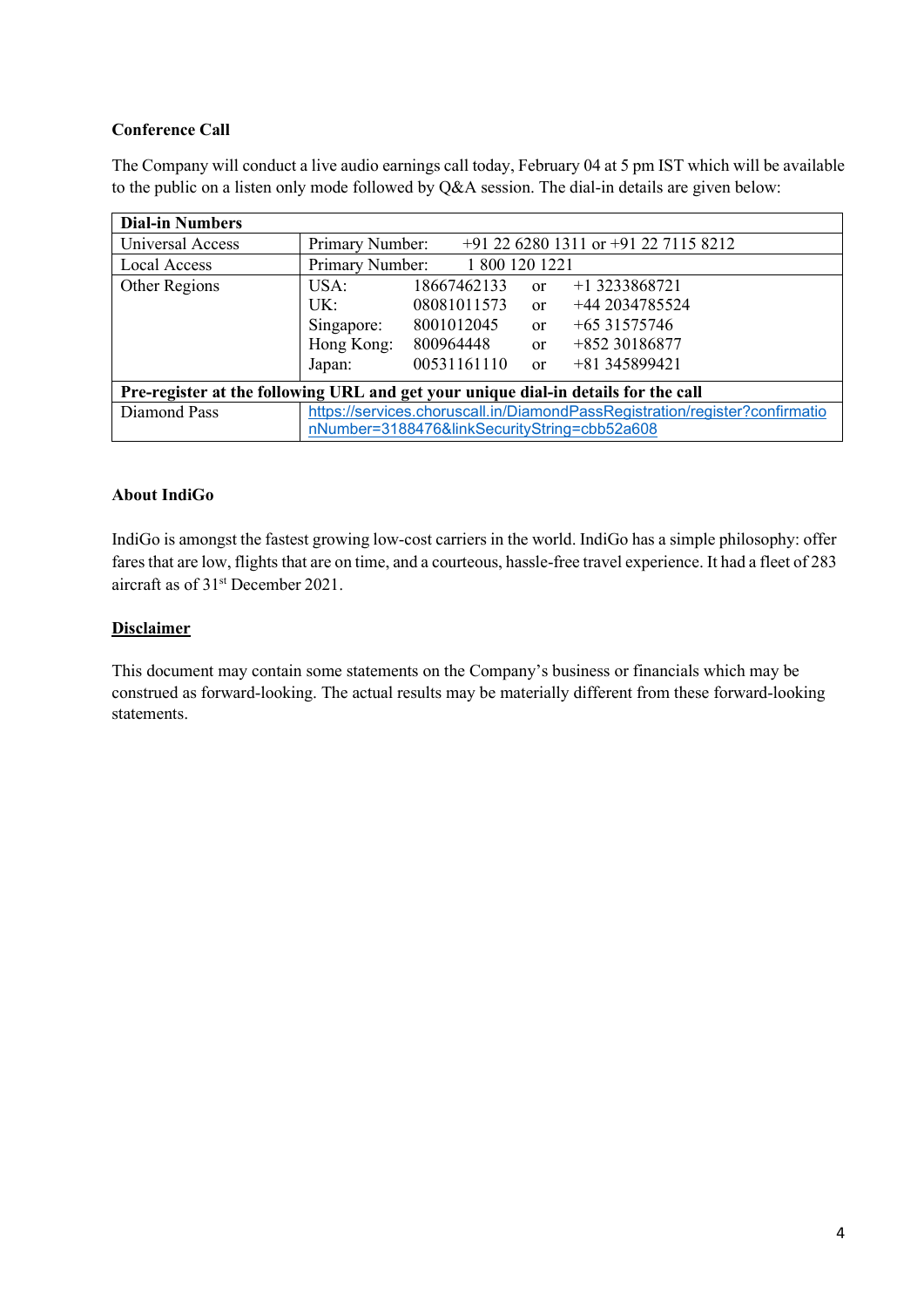**Conference Call**

The Company will conduct a live audio earnings call today, February 04 at 5 pm IST which will be available to the public on a listen only mode followed by Q&A session. The dial-in details are given below:

| **Dial-in Numbers** | | | | |
|---|---|---|---|---|
| Universal Access | Primary Number: | +91 22 6280 1311 or +91 22 7115 8212 | | |
| Local Access | Primary Number: | 1 800 120 1221 | | |
| Other Regions | USA: | 18667462133 | or | +1 3233868721 |
| | UK: | 08081011573 | or | +44 2034785524 |
| | Singapore: | 8001012045 | or | +65 31575746 |
| | Hong Kong: | 800964448 | or | +852 30186877 |
| | Japan: | 00531161110 | or | +81 345899421 |
| **Pre-register at the following URL and get your unique dial-in details for the call** | | | | |
| Diamond Pass | https://services.choruscall.in/DiamondPassRegistration/register?confirmationNumber=3188476&linkSecurityString=cbb52a608 | | | |

**About IndiGo**

IndiGo is amongst the fastest growing low-cost carriers in the world. IndiGo has a simple philosophy: offer fares that are low, flights that are on time, and a courteous, hassle-free travel experience. It had a fleet of 283 aircraft as of 31st December 2021.

**Disclaimer**

This document may contain some statements on the Company's business or financials which may be construed as forward-looking. The actual results may be materially different from these forward-looking statements.